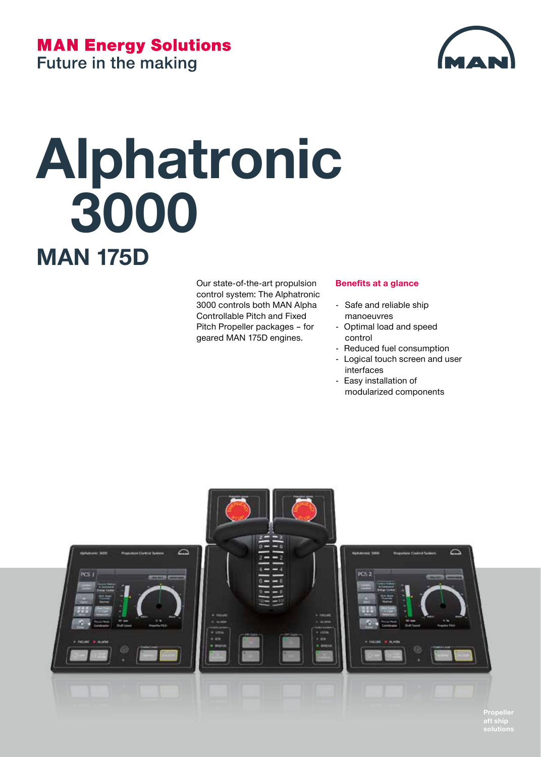**MAN Energy Solutions**
Future in the making

# Alphatronic 3000

## MAN 175D

Our state-of-the-art propulsion control system: The Alphatronic 3000 controls both MAN Alpha Controllable Pitch and Fixed Pitch Propeller packages – for geared MAN 175D engines.

**Benefits at a glance**

- Safe and reliable ship manoeuvres
- Optimal load and speed control
- Reduced fuel consumption
- Logical touch screen and user interfaces
- Easy installation of modularized components

Propeller aft ship solutions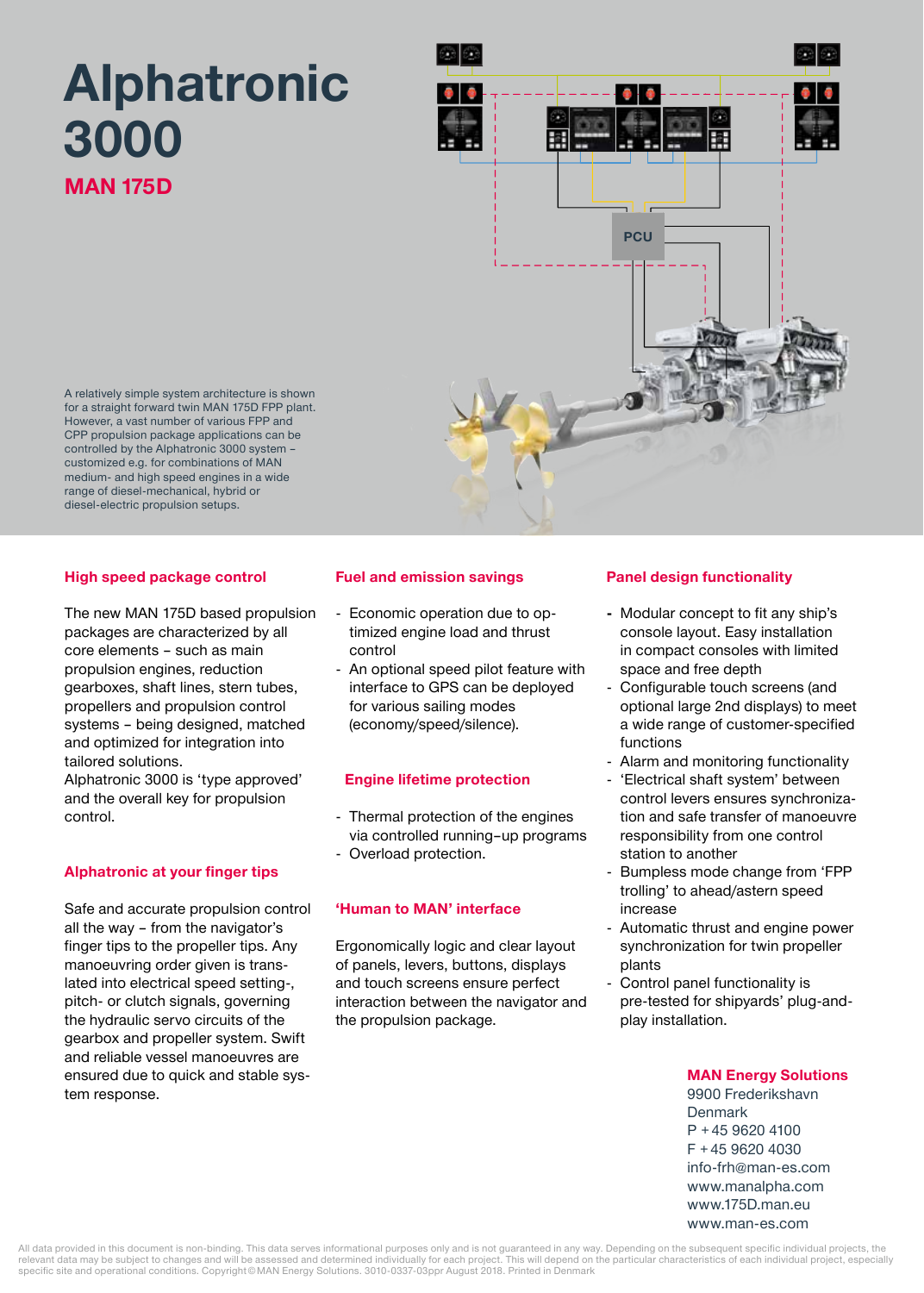# Alphatronic 3000

## MAN 175D

PCU

A relatively simple system architecture is shown for a straight forward twin MAN 175D FPP plant. However, a vast number of various FPP and CPP propulsion package applications can be controlled by the Alphatronic 3000 system – customized e.g. for combinations of MAN medium- and high speed engines in a wide range of diesel-mechanical, hybrid or diesel-electric propulsion setups.

### High speed package control

The new MAN 175D based propulsion packages are characterized by all core elements – such as main propulsion engines, reduction gearboxes, shaft lines, stern tubes, propellers and propulsion control systems – being designed, matched and optimized for integration into tailored solutions.
Alphatronic 3000 is 'type approved' and the overall key for propulsion control.

### Alphatronic at your finger tips

Safe and accurate propulsion control all the way – from the navigator's finger tips to the propeller tips. Any manoeuvring order given is translated into electrical speed setting-, pitch- or clutch signals, governing the hydraulic servo circuits of the gearbox and propeller system. Swift and reliable vessel manoeuvres are ensured due to quick and stable system response.

### Fuel and emission savings

- Economic operation due to optimized engine load and thrust control
- An optional speed pilot feature with interface to GPS can be deployed for various sailing modes (economy/speed/silence).

### Engine lifetime protection

- Thermal protection of the engines via controlled running–up programs
- Overload protection.

### 'Human to MAN' interface

Ergonomically logic and clear layout of panels, levers, buttons, displays and touch screens ensure perfect interaction between the navigator and the propulsion package.

### Panel design functionality

- Modular concept to fit any ship's console layout. Easy installation in compact consoles with limited space and free depth
- Configurable touch screens (and optional large 2nd displays) to meet a wide range of customer-specified functions
- Alarm and monitoring functionality
- 'Electrical shaft system' between control levers ensures synchronization and safe transfer of manoeuvre responsibility from one control station to another
- Bumpless mode change from 'FPP trolling' to ahead/astern speed increase
- Automatic thrust and engine power synchronization for twin propeller plants
- Control panel functionality is pre-tested for shipyards' plug-and-play installation.

**MAN Energy Solutions**
9900 Frederikshavn
Denmark
P + 45 9620 4100
F + 45 9620 4030
info-frh@man-es.com
www.manalpha.com
www.175D.man.eu
www.man-es.com

All data provided in this document is non-binding. This data serves informational purposes only and is not guaranteed in any way. Depending on the subsequent specific individual projects, the relevant data may be subject to changes and will be assessed and determined individually for each project. This will depend on the particular characteristics of each individual project, especially specific site and operational conditions. Copyright © MAN Energy Solutions. 3010-0337-03ppr August 2018. Printed in Denmark